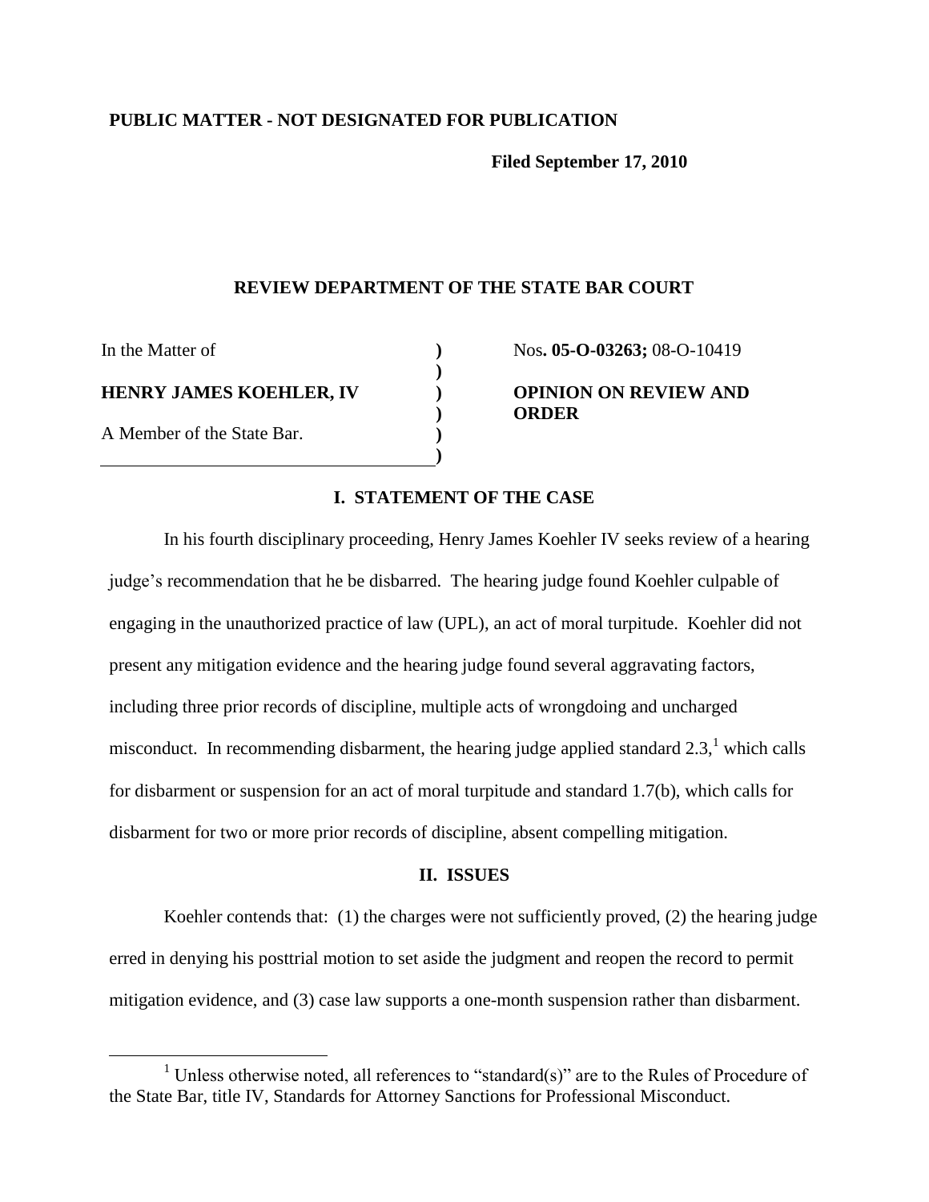**PUBLIC MATTER - NOT DESIGNATED FOR PUBLICATION**

**Filed September 17, 2010**

## REVIEW DEPARTMENT OF THE STATE BAR COURT

| | |
|---|---|
| In the Matter of<br><br>**HENRY JAMES KOEHLER, IV**<br><br>A Member of the State Bar. | Nos**. 05-O-03263;** 08-O-10419<br><br>**OPINION ON REVIEW AND ORDER** |

### I. STATEMENT OF THE CASE

In his fourth disciplinary proceeding, Henry James Koehler IV seeks review of a hearing judge's recommendation that he be disbarred. The hearing judge found Koehler culpable of engaging in the unauthorized practice of law (UPL), an act of moral turpitude. Koehler did not present any mitigation evidence and the hearing judge found several aggravating factors, including three prior records of discipline, multiple acts of wrongdoing and uncharged misconduct. In recommending disbarment, the hearing judge applied standard 2.3,[1] which calls for disbarment or suspension for an act of moral turpitude and standard 1.7(b), which calls for disbarment for two or more prior records of discipline, absent compelling mitigation.

### II. ISSUES

Koehler contends that: (1) the charges were not sufficiently proved, (2) the hearing judge erred in denying his posttrial motion to set aside the judgment and reopen the record to permit mitigation evidence, and (3) case law supports a one-month suspension rather than disbarment.

[1] Unless otherwise noted, all references to "standard(s)" are to the Rules of Procedure of the State Bar, title IV, Standards for Attorney Sanctions for Professional Misconduct.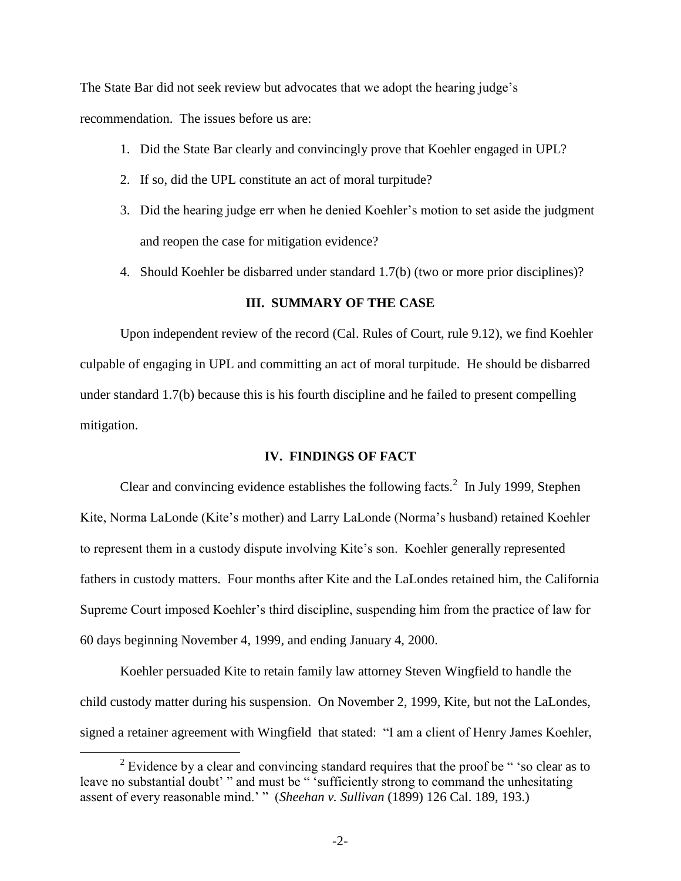The State Bar did not seek review but advocates that we adopt the hearing judge's recommendation. The issues before us are:

1. Did the State Bar clearly and convincingly prove that Koehler engaged in UPL?
2. If so, did the UPL constitute an act of moral turpitude?
3. Did the hearing judge err when he denied Koehler's motion to set aside the judgment and reopen the case for mitigation evidence?
4. Should Koehler be disbarred under standard 1.7(b) (two or more prior disciplines)?

## III. SUMMARY OF THE CASE

Upon independent review of the record (Cal. Rules of Court, rule 9.12), we find Koehler culpable of engaging in UPL and committing an act of moral turpitude. He should be disbarred under standard 1.7(b) because this is his fourth discipline and he failed to present compelling mitigation.

## IV. FINDINGS OF FACT

Clear and convincing evidence establishes the following facts.[2] In July 1999, Stephen Kite, Norma LaLonde (Kite's mother) and Larry LaLonde (Norma's husband) retained Koehler to represent them in a custody dispute involving Kite's son. Koehler generally represented fathers in custody matters. Four months after Kite and the LaLondes retained him, the California Supreme Court imposed Koehler's third discipline, suspending him from the practice of law for 60 days beginning November 4, 1999, and ending January 4, 2000.

Koehler persuaded Kite to retain family law attorney Steven Wingfield to handle the child custody matter during his suspension. On November 2, 1999, Kite, but not the LaLondes, signed a retainer agreement with Wingfield that stated: "I am a client of Henry James Koehler,

[2] Evidence by a clear and convincing standard requires that the proof be " 'so clear as to leave no substantial doubt' " and must be " 'sufficiently strong to command the unhesitating assent of every reasonable mind.' " (*Sheehan v. Sullivan* (1899) 126 Cal. 189, 193.)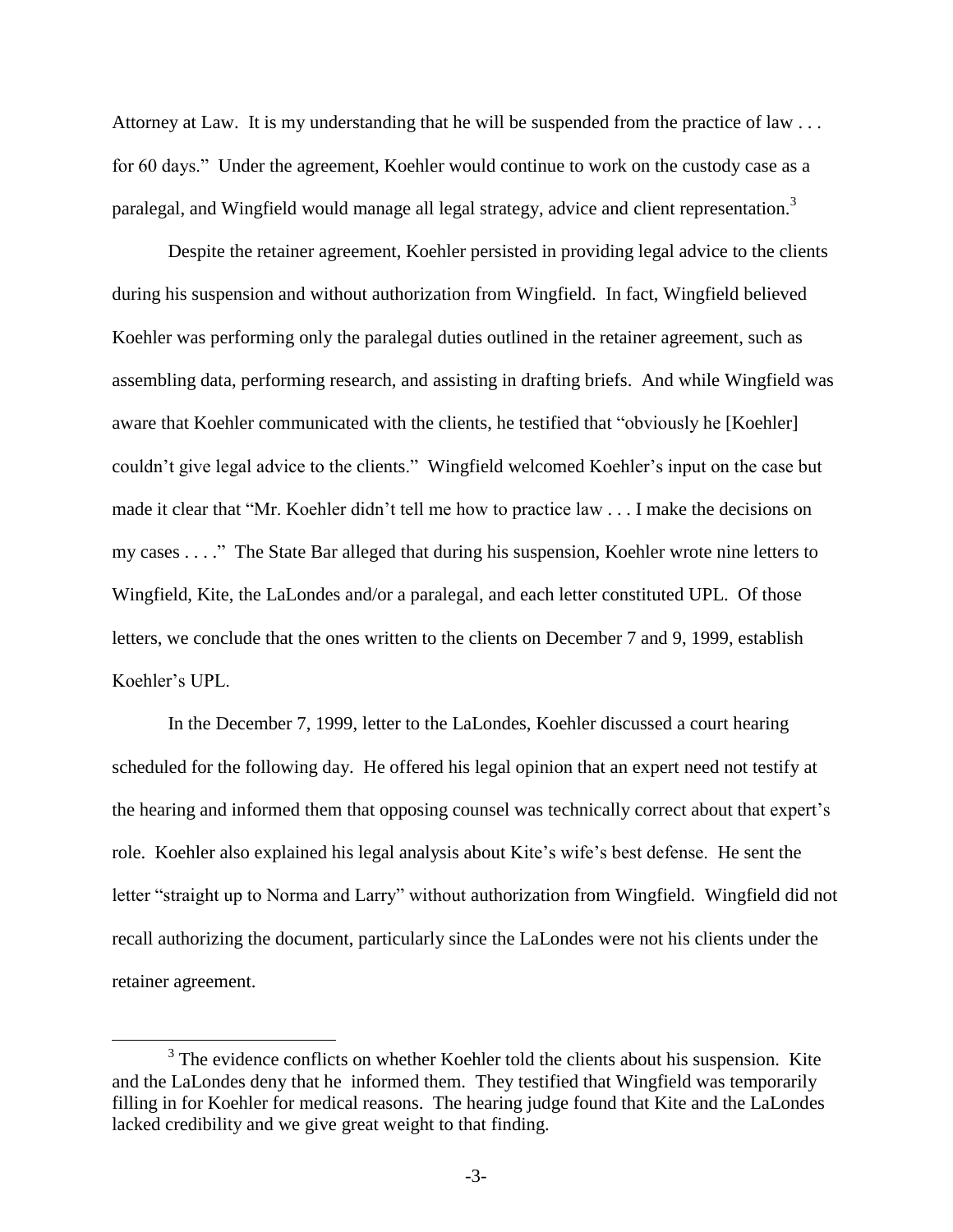Attorney at Law. It is my understanding that he will be suspended from the practice of law . . . for 60 days." Under the agreement, Koehler would continue to work on the custody case as a paralegal, and Wingfield would manage all legal strategy, advice and client representation.[3]

Despite the retainer agreement, Koehler persisted in providing legal advice to the clients during his suspension and without authorization from Wingfield. In fact, Wingfield believed Koehler was performing only the paralegal duties outlined in the retainer agreement, such as assembling data, performing research, and assisting in drafting briefs. And while Wingfield was aware that Koehler communicated with the clients, he testified that "obviously he [Koehler] couldn't give legal advice to the clients." Wingfield welcomed Koehler's input on the case but made it clear that "Mr. Koehler didn't tell me how to practice law . . . I make the decisions on my cases . . . ." The State Bar alleged that during his suspension, Koehler wrote nine letters to Wingfield, Kite, the LaLondes and/or a paralegal, and each letter constituted UPL. Of those letters, we conclude that the ones written to the clients on December 7 and 9, 1999, establish Koehler's UPL.

In the December 7, 1999, letter to the LaLondes, Koehler discussed a court hearing scheduled for the following day. He offered his legal opinion that an expert need not testify at the hearing and informed them that opposing counsel was technically correct about that expert's role. Koehler also explained his legal analysis about Kite's wife's best defense. He sent the letter "straight up to Norma and Larry" without authorization from Wingfield. Wingfield did not recall authorizing the document, particularly since the LaLondes were not his clients under the retainer agreement.

[3] The evidence conflicts on whether Koehler told the clients about his suspension. Kite and the LaLondes deny that he informed them. They testified that Wingfield was temporarily filling in for Koehler for medical reasons. The hearing judge found that Kite and the LaLondes lacked credibility and we give great weight to that finding.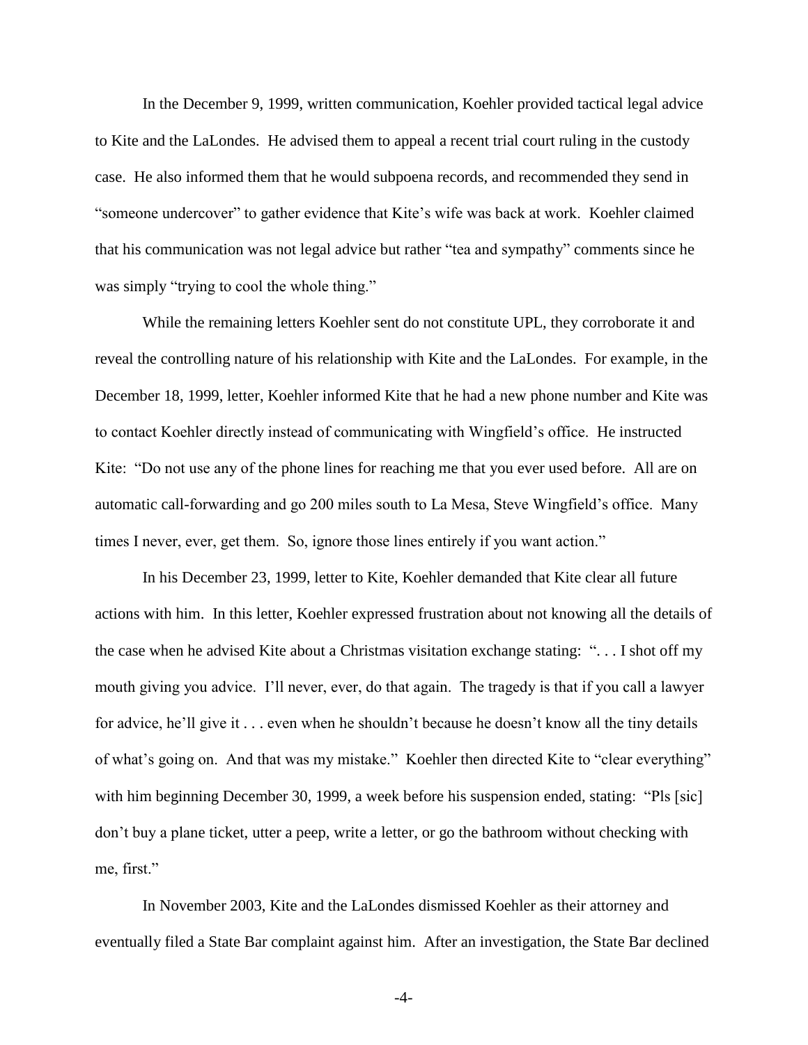In the December 9, 1999, written communication, Koehler provided tactical legal advice to Kite and the LaLondes. He advised them to appeal a recent trial court ruling in the custody case. He also informed them that he would subpoena records, and recommended they send in "someone undercover" to gather evidence that Kite's wife was back at work. Koehler claimed that his communication was not legal advice but rather "tea and sympathy" comments since he was simply "trying to cool the whole thing."

While the remaining letters Koehler sent do not constitute UPL, they corroborate it and reveal the controlling nature of his relationship with Kite and the LaLondes. For example, in the December 18, 1999, letter, Koehler informed Kite that he had a new phone number and Kite was to contact Koehler directly instead of communicating with Wingfield's office. He instructed Kite: "Do not use any of the phone lines for reaching me that you ever used before. All are on automatic call-forwarding and go 200 miles south to La Mesa, Steve Wingfield's office. Many times I never, ever, get them. So, ignore those lines entirely if you want action."

In his December 23, 1999, letter to Kite, Koehler demanded that Kite clear all future actions with him. In this letter, Koehler expressed frustration about not knowing all the details of the case when he advised Kite about a Christmas visitation exchange stating: ". . . I shot off my mouth giving you advice. I'll never, ever, do that again. The tragedy is that if you call a lawyer for advice, he'll give it . . . even when he shouldn't because he doesn't know all the tiny details of what's going on. And that was my mistake." Koehler then directed Kite to "clear everything" with him beginning December 30, 1999, a week before his suspension ended, stating: "Pls [sic] don't buy a plane ticket, utter a peep, write a letter, or go the bathroom without checking with me, first."

In November 2003, Kite and the LaLondes dismissed Koehler as their attorney and eventually filed a State Bar complaint against him. After an investigation, the State Bar declined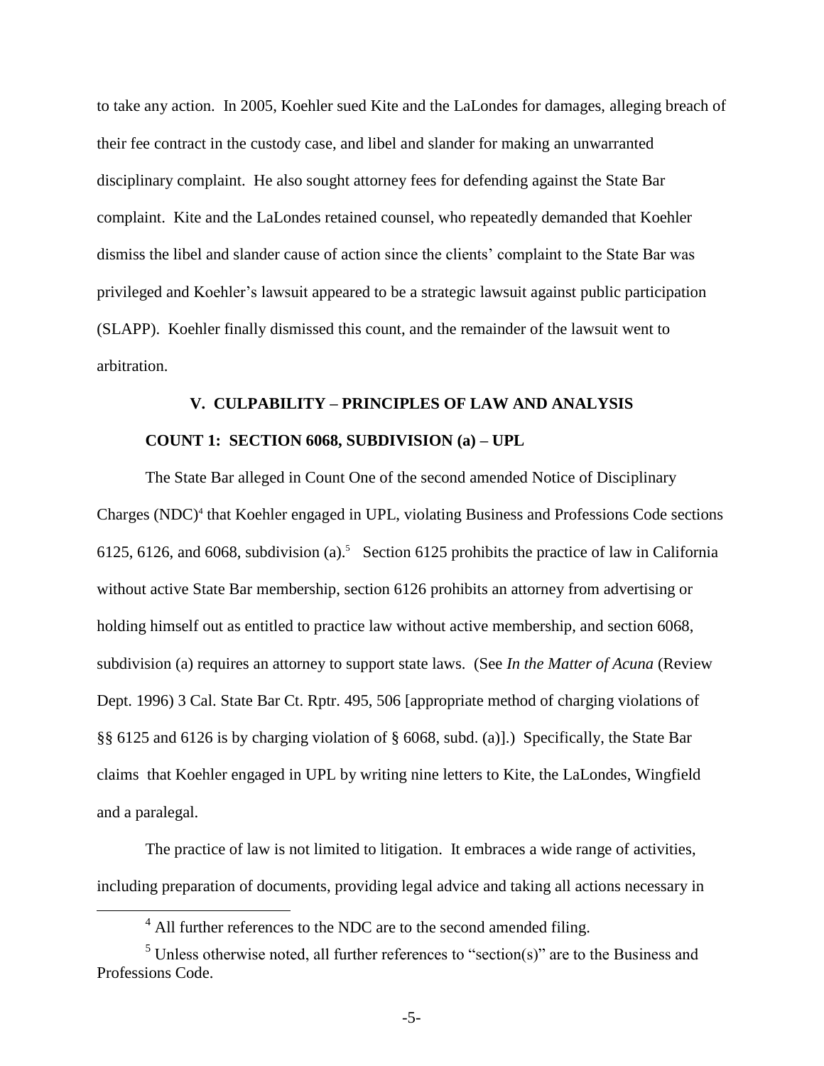to take any action. In 2005, Koehler sued Kite and the LaLondes for damages, alleging breach of their fee contract in the custody case, and libel and slander for making an unwarranted disciplinary complaint. He also sought attorney fees for defending against the State Bar complaint. Kite and the LaLondes retained counsel, who repeatedly demanded that Koehler dismiss the libel and slander cause of action since the clients' complaint to the State Bar was privileged and Koehler's lawsuit appeared to be a strategic lawsuit against public participation (SLAPP). Koehler finally dismissed this count, and the remainder of the lawsuit went to arbitration.

## V. CULPABILITY – PRINCIPLES OF LAW AND ANALYSIS

### COUNT 1: SECTION 6068, SUBDIVISION (a) – UPL

The State Bar alleged in Count One of the second amended Notice of Disciplinary Charges (NDC)[4] that Koehler engaged in UPL, violating Business and Professions Code sections 6125, 6126, and 6068, subdivision (a).[5] Section 6125 prohibits the practice of law in California without active State Bar membership, section 6126 prohibits an attorney from advertising or holding himself out as entitled to practice law without active membership, and section 6068, subdivision (a) requires an attorney to support state laws. (See *In the Matter of Acuna* (Review Dept. 1996) 3 Cal. State Bar Ct. Rptr. 495, 506 [appropriate method of charging violations of §§ 6125 and 6126 is by charging violation of § 6068, subd. (a)].) Specifically, the State Bar claims that Koehler engaged in UPL by writing nine letters to Kite, the LaLondes, Wingfield and a paralegal.

The practice of law is not limited to litigation. It embraces a wide range of activities, including preparation of documents, providing legal advice and taking all actions necessary in

[4] All further references to the NDC are to the second amended filing.

[5] Unless otherwise noted, all further references to "section(s)" are to the Business and Professions Code.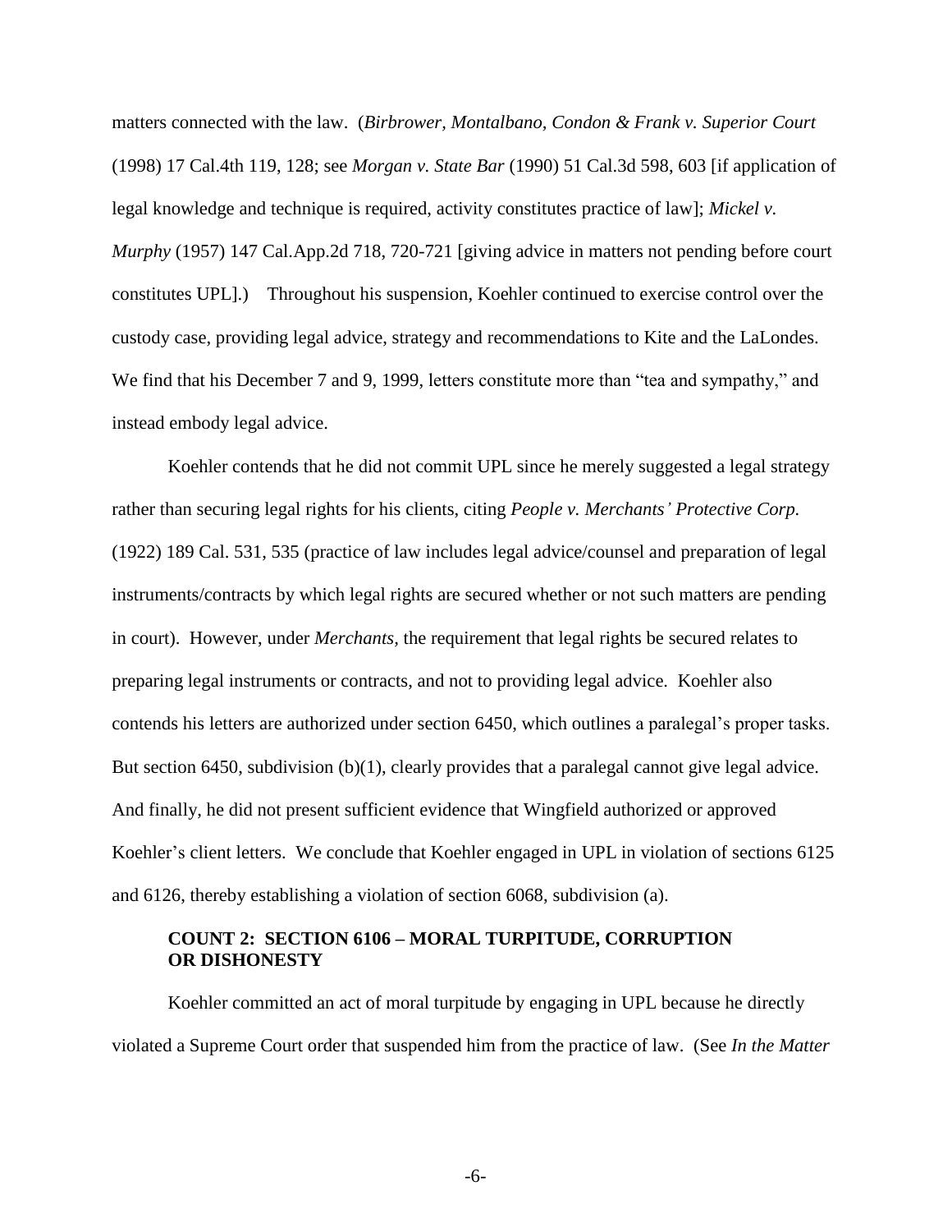matters connected with the law. (*Birbrower, Montalbano, Condon & Frank v. Superior Court* (1998) 17 Cal.4th 119, 128; see *Morgan v. State Bar* (1990) 51 Cal.3d 598, 603 [if application of legal knowledge and technique is required, activity constitutes practice of law]; *Mickel v. Murphy* (1957) 147 Cal.App.2d 718, 720-721 [giving advice in matters not pending before court constitutes UPL].) Throughout his suspension, Koehler continued to exercise control over the custody case, providing legal advice, strategy and recommendations to Kite and the LaLondes. We find that his December 7 and 9, 1999, letters constitute more than "tea and sympathy," and instead embody legal advice.

Koehler contends that he did not commit UPL since he merely suggested a legal strategy rather than securing legal rights for his clients, citing *People v. Merchants' Protective Corp.* (1922) 189 Cal. 531, 535 (practice of law includes legal advice/counsel and preparation of legal instruments/contracts by which legal rights are secured whether or not such matters are pending in court). However, under *Merchants,* the requirement that legal rights be secured relates to preparing legal instruments or contracts, and not to providing legal advice. Koehler also contends his letters are authorized under section 6450, which outlines a paralegal's proper tasks. But section 6450, subdivision (b)(1), clearly provides that a paralegal cannot give legal advice. And finally, he did not present sufficient evidence that Wingfield authorized or approved Koehler's client letters. We conclude that Koehler engaged in UPL in violation of sections 6125 and 6126, thereby establishing a violation of section 6068, subdivision (a).

**COUNT 2: SECTION 6106 – MORAL TURPITUDE, CORRUPTION OR DISHONESTY**

Koehler committed an act of moral turpitude by engaging in UPL because he directly violated a Supreme Court order that suspended him from the practice of law. (See *In the Matter*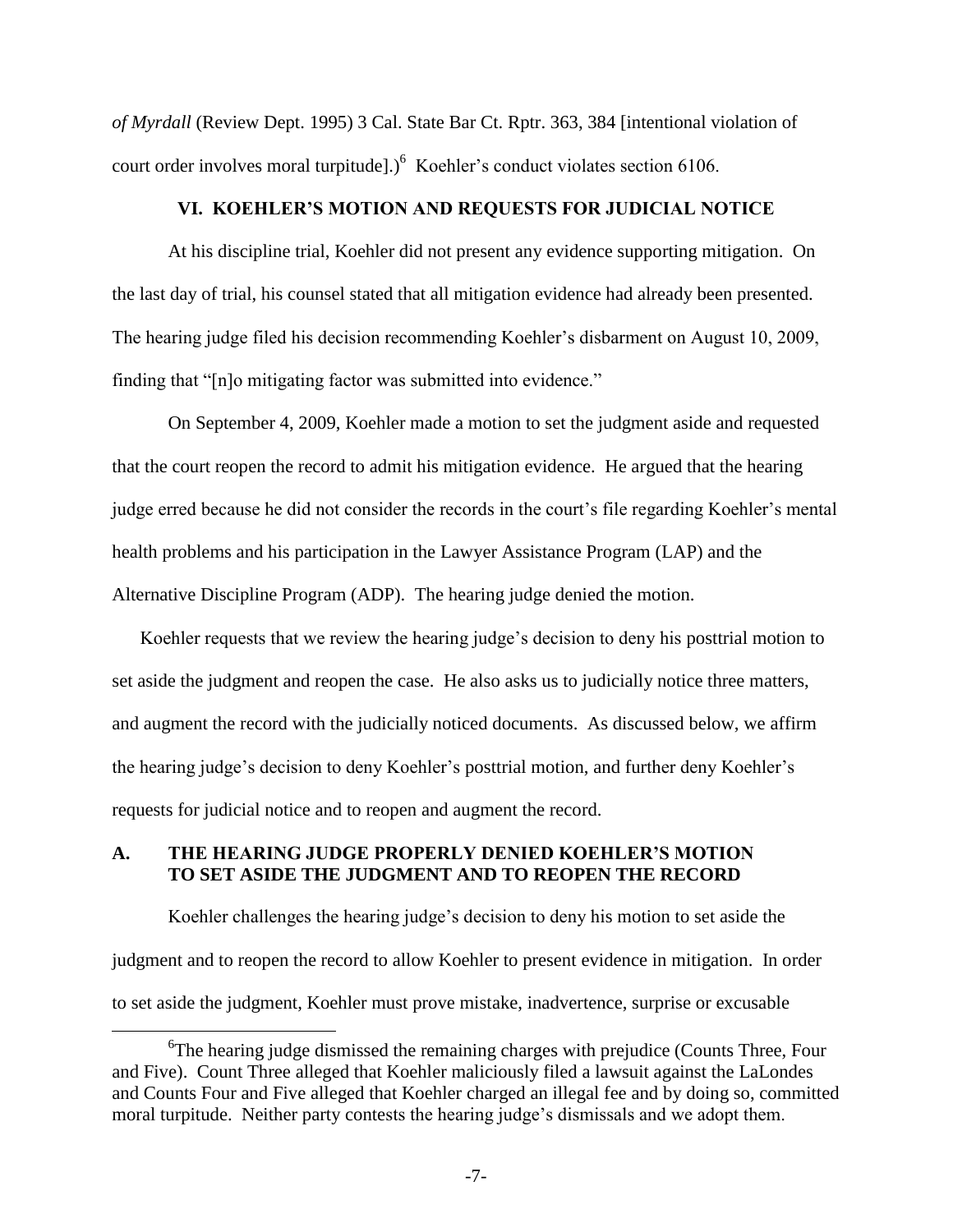*of Myrdall* (Review Dept. 1995) 3 Cal. State Bar Ct. Rptr. 363, 384 [intentional violation of court order involves moral turpitude].)[6] Koehler's conduct violates section 6106.

## VI. KOEHLER'S MOTION AND REQUESTS FOR JUDICIAL NOTICE

At his discipline trial, Koehler did not present any evidence supporting mitigation. On the last day of trial, his counsel stated that all mitigation evidence had already been presented. The hearing judge filed his decision recommending Koehler's disbarment on August 10, 2009, finding that "[n]o mitigating factor was submitted into evidence."

On September 4, 2009, Koehler made a motion to set the judgment aside and requested that the court reopen the record to admit his mitigation evidence. He argued that the hearing judge erred because he did not consider the records in the court's file regarding Koehler's mental health problems and his participation in the Lawyer Assistance Program (LAP) and the Alternative Discipline Program (ADP). The hearing judge denied the motion.

Koehler requests that we review the hearing judge's decision to deny his posttrial motion to set aside the judgment and reopen the case. He also asks us to judicially notice three matters, and augment the record with the judicially noticed documents. As discussed below, we affirm the hearing judge's decision to deny Koehler's posttrial motion, and further deny Koehler's requests for judicial notice and to reopen and augment the record.

### A. THE HEARING JUDGE PROPERLY DENIED KOEHLER'S MOTION TO SET ASIDE THE JUDGMENT AND TO REOPEN THE RECORD

Koehler challenges the hearing judge's decision to deny his motion to set aside the judgment and to reopen the record to allow Koehler to present evidence in mitigation. In order to set aside the judgment, Koehler must prove mistake, inadvertence, surprise or excusable

---

[6] The hearing judge dismissed the remaining charges with prejudice (Counts Three, Four and Five). Count Three alleged that Koehler maliciously filed a lawsuit against the LaLondes and Counts Four and Five alleged that Koehler charged an illegal fee and by doing so, committed moral turpitude. Neither party contests the hearing judge's dismissals and we adopt them.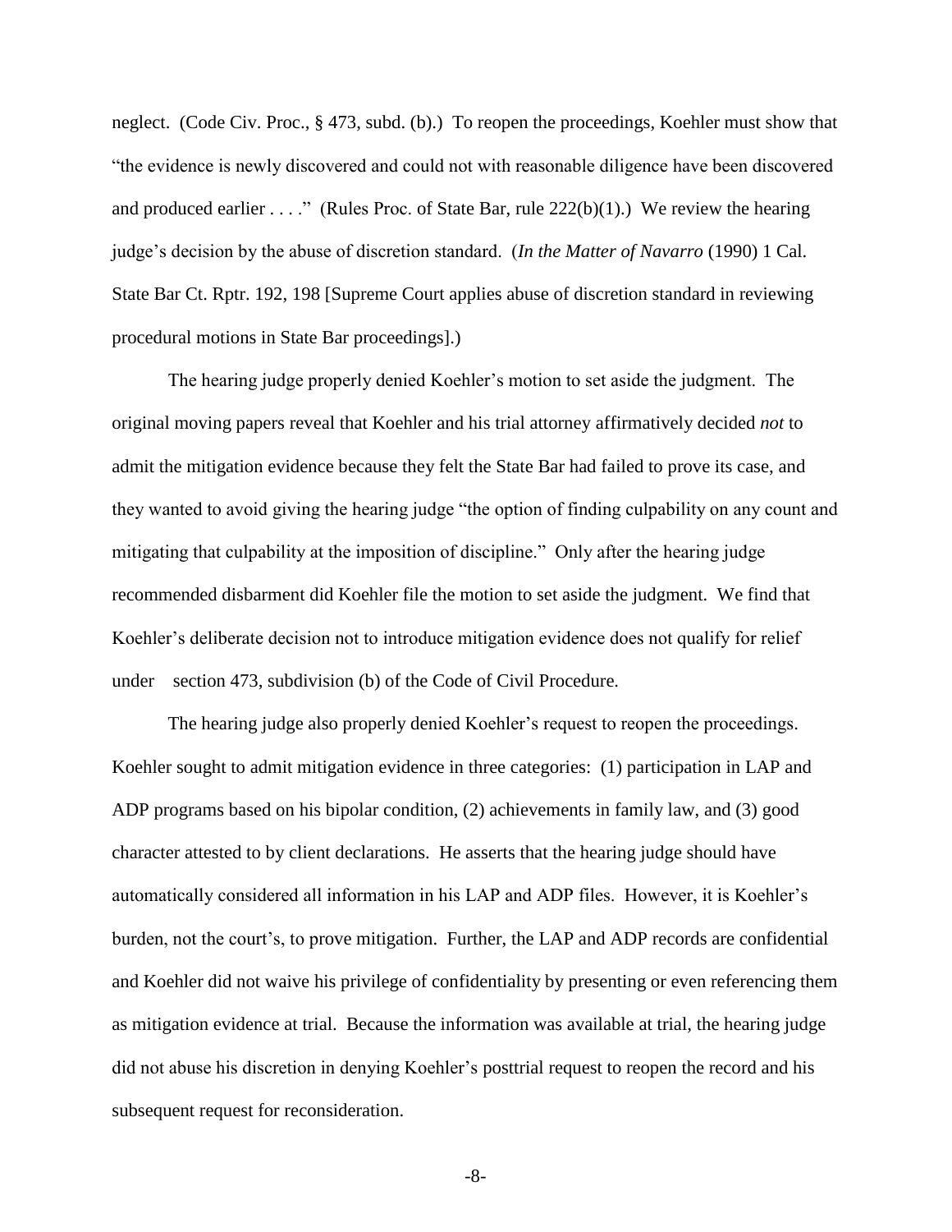neglect. (Code Civ. Proc., § 473, subd. (b).) To reopen the proceedings, Koehler must show that "the evidence is newly discovered and could not with reasonable diligence have been discovered and produced earlier . . . ." (Rules Proc. of State Bar, rule 222(b)(1).) We review the hearing judge's decision by the abuse of discretion standard. (*In the Matter of Navarro* (1990) 1 Cal. State Bar Ct. Rptr. 192, 198 [Supreme Court applies abuse of discretion standard in reviewing procedural motions in State Bar proceedings].)

The hearing judge properly denied Koehler's motion to set aside the judgment. The original moving papers reveal that Koehler and his trial attorney affirmatively decided *not* to admit the mitigation evidence because they felt the State Bar had failed to prove its case, and they wanted to avoid giving the hearing judge "the option of finding culpability on any count and mitigating that culpability at the imposition of discipline." Only after the hearing judge recommended disbarment did Koehler file the motion to set aside the judgment. We find that Koehler's deliberate decision not to introduce mitigation evidence does not qualify for relief under section 473, subdivision (b) of the Code of Civil Procedure.

The hearing judge also properly denied Koehler's request to reopen the proceedings. Koehler sought to admit mitigation evidence in three categories: (1) participation in LAP and ADP programs based on his bipolar condition, (2) achievements in family law, and (3) good character attested to by client declarations. He asserts that the hearing judge should have automatically considered all information in his LAP and ADP files. However, it is Koehler's burden, not the court's, to prove mitigation. Further, the LAP and ADP records are confidential and Koehler did not waive his privilege of confidentiality by presenting or even referencing them as mitigation evidence at trial. Because the information was available at trial, the hearing judge did not abuse his discretion in denying Koehler's posttrial request to reopen the record and his subsequent request for reconsideration.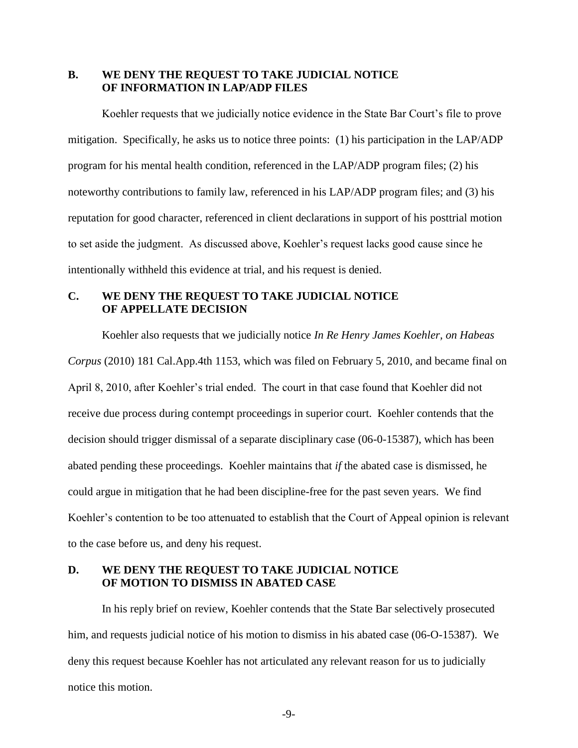## B. WE DENY THE REQUEST TO TAKE JUDICIAL NOTICE OF INFORMATION IN LAP/ADP FILES

Koehler requests that we judicially notice evidence in the State Bar Court's file to prove mitigation. Specifically, he asks us to notice three points: (1) his participation in the LAP/ADP program for his mental health condition, referenced in the LAP/ADP program files; (2) his noteworthy contributions to family law, referenced in his LAP/ADP program files; and (3) his reputation for good character, referenced in client declarations in support of his posttrial motion to set aside the judgment. As discussed above, Koehler's request lacks good cause since he intentionally withheld this evidence at trial, and his request is denied.

## C. WE DENY THE REQUEST TO TAKE JUDICIAL NOTICE OF APPELLATE DECISION

Koehler also requests that we judicially notice *In Re Henry James Koehler, on Habeas Corpus* (2010) 181 Cal.App.4th 1153, which was filed on February 5, 2010, and became final on April 8, 2010, after Koehler's trial ended. The court in that case found that Koehler did not receive due process during contempt proceedings in superior court. Koehler contends that the decision should trigger dismissal of a separate disciplinary case (06-0-15387), which has been abated pending these proceedings. Koehler maintains that *if* the abated case is dismissed, he could argue in mitigation that he had been discipline-free for the past seven years. We find Koehler's contention to be too attenuated to establish that the Court of Appeal opinion is relevant to the case before us, and deny his request.

## D. WE DENY THE REQUEST TO TAKE JUDICIAL NOTICE OF MOTION TO DISMISS IN ABATED CASE

In his reply brief on review, Koehler contends that the State Bar selectively prosecuted him, and requests judicial notice of his motion to dismiss in his abated case (06-O-15387). We deny this request because Koehler has not articulated any relevant reason for us to judicially notice this motion.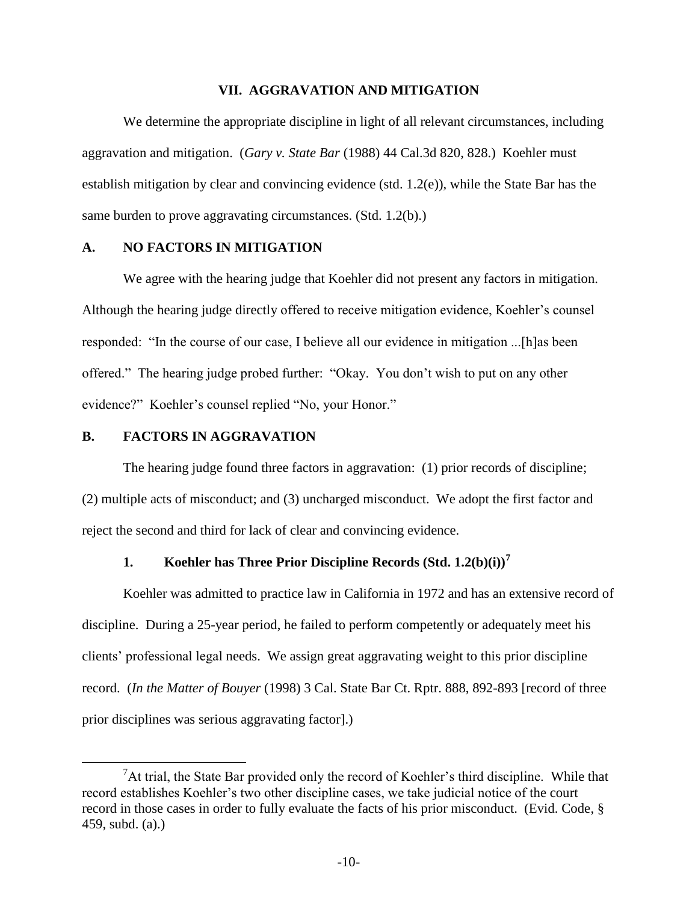## VII. AGGRAVATION AND MITIGATION

We determine the appropriate discipline in light of all relevant circumstances, including aggravation and mitigation. (*Gary v. State Bar* (1988) 44 Cal.3d 820, 828.) Koehler must establish mitigation by clear and convincing evidence (std. 1.2(e)), while the State Bar has the same burden to prove aggravating circumstances. (Std. 1.2(b).)

### A. NO FACTORS IN MITIGATION

We agree with the hearing judge that Koehler did not present any factors in mitigation. Although the hearing judge directly offered to receive mitigation evidence, Koehler's counsel responded: "In the course of our case, I believe all our evidence in mitigation ...[h]as been offered." The hearing judge probed further: "Okay. You don't wish to put on any other evidence?" Koehler's counsel replied "No, your Honor."

### B. FACTORS IN AGGRAVATION

The hearing judge found three factors in aggravation: (1) prior records of discipline; (2) multiple acts of misconduct; and (3) uncharged misconduct. We adopt the first factor and reject the second and third for lack of clear and convincing evidence.

#### 1. Koehler has Three Prior Discipline Records (Std. 1.2(b)(i))[7]

Koehler was admitted to practice law in California in 1972 and has an extensive record of discipline. During a 25-year period, he failed to perform competently or adequately meet his clients' professional legal needs. We assign great aggravating weight to this prior discipline record. (*In the Matter of Bouyer* (1998) 3 Cal. State Bar Ct. Rptr. 888, 892-893 [record of three prior disciplines was serious aggravating factor].)

[7] At trial, the State Bar provided only the record of Koehler's third discipline. While that record establishes Koehler's two other discipline cases, we take judicial notice of the court record in those cases in order to fully evaluate the facts of his prior misconduct. (Evid. Code, § 459, subd. (a).)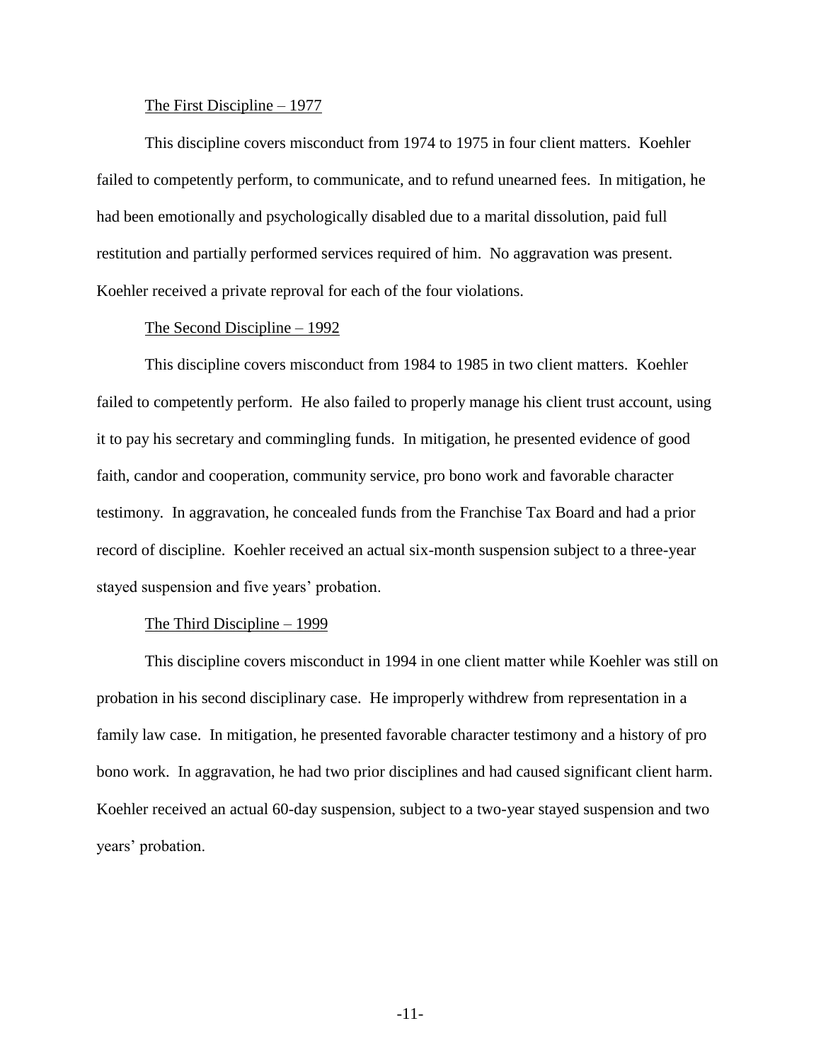The First Discipline – 1977

This discipline covers misconduct from 1974 to 1975 in four client matters. Koehler failed to competently perform, to communicate, and to refund unearned fees. In mitigation, he had been emotionally and psychologically disabled due to a marital dissolution, paid full restitution and partially performed services required of him. No aggravation was present. Koehler received a private reproval for each of the four violations.

The Second Discipline – 1992

This discipline covers misconduct from 1984 to 1985 in two client matters. Koehler failed to competently perform. He also failed to properly manage his client trust account, using it to pay his secretary and commingling funds. In mitigation, he presented evidence of good faith, candor and cooperation, community service, pro bono work and favorable character testimony. In aggravation, he concealed funds from the Franchise Tax Board and had a prior record of discipline. Koehler received an actual six-month suspension subject to a three-year stayed suspension and five years' probation.

The Third Discipline – 1999

This discipline covers misconduct in 1994 in one client matter while Koehler was still on probation in his second disciplinary case. He improperly withdrew from representation in a family law case. In mitigation, he presented favorable character testimony and a history of pro bono work. In aggravation, he had two prior disciplines and had caused significant client harm. Koehler received an actual 60-day suspension, subject to a two-year stayed suspension and two years' probation.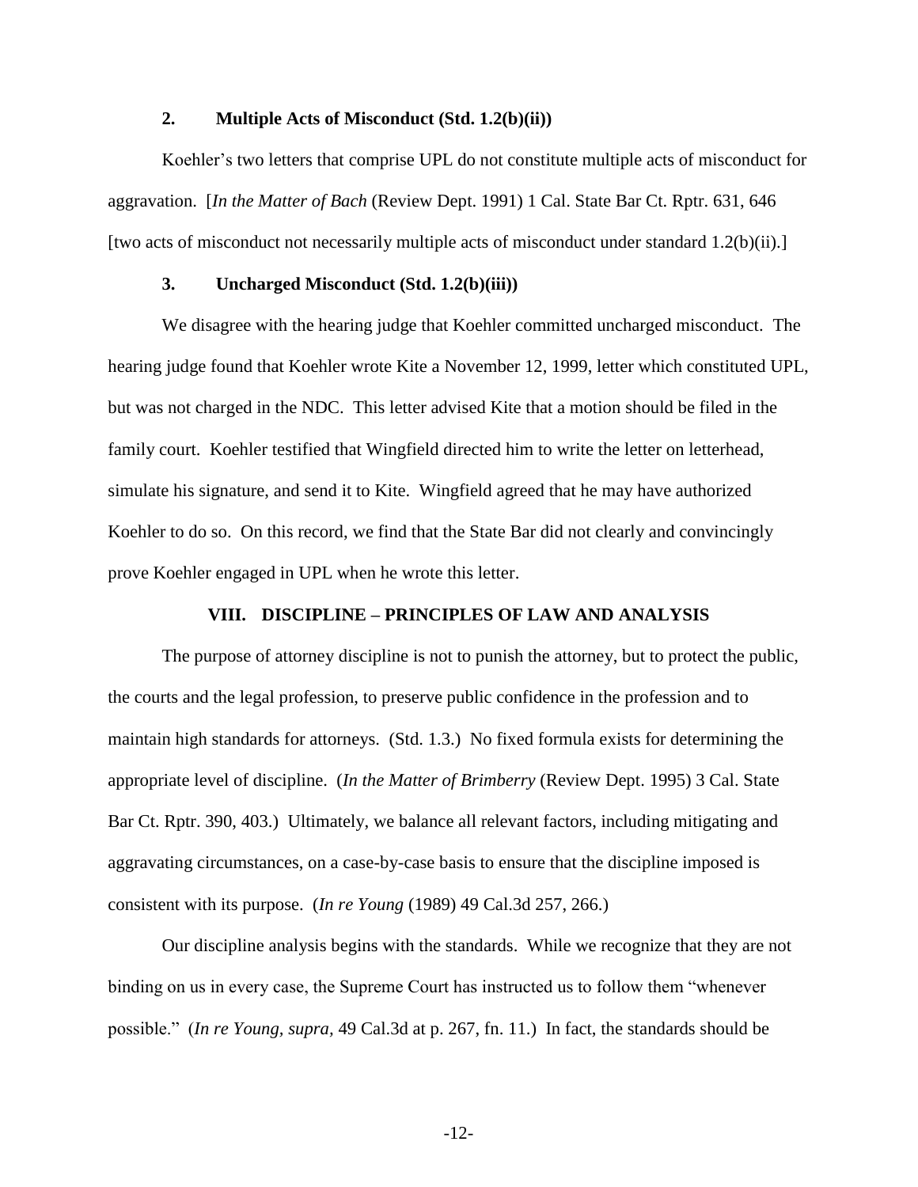### 2. Multiple Acts of Misconduct (Std. 1.2(b)(ii))

Koehler's two letters that comprise UPL do not constitute multiple acts of misconduct for aggravation. [*In the Matter of Bach* (Review Dept. 1991) 1 Cal. State Bar Ct. Rptr. 631, 646 [two acts of misconduct not necessarily multiple acts of misconduct under standard 1.2(b)(ii).]

### 3. Uncharged Misconduct (Std. 1.2(b)(iii))

We disagree with the hearing judge that Koehler committed uncharged misconduct. The hearing judge found that Koehler wrote Kite a November 12, 1999, letter which constituted UPL, but was not charged in the NDC. This letter advised Kite that a motion should be filed in the family court. Koehler testified that Wingfield directed him to write the letter on letterhead, simulate his signature, and send it to Kite. Wingfield agreed that he may have authorized Koehler to do so. On this record, we find that the State Bar did not clearly and convincingly prove Koehler engaged in UPL when he wrote this letter.

## VIII. DISCIPLINE – PRINCIPLES OF LAW AND ANALYSIS

The purpose of attorney discipline is not to punish the attorney, but to protect the public, the courts and the legal profession, to preserve public confidence in the profession and to maintain high standards for attorneys. (Std. 1.3.) No fixed formula exists for determining the appropriate level of discipline. (*In the Matter of Brimberry* (Review Dept. 1995) 3 Cal. State Bar Ct. Rptr. 390, 403.) Ultimately, we balance all relevant factors, including mitigating and aggravating circumstances, on a case-by-case basis to ensure that the discipline imposed is consistent with its purpose. (*In re Young* (1989) 49 Cal.3d 257, 266.)

Our discipline analysis begins with the standards. While we recognize that they are not binding on us in every case, the Supreme Court has instructed us to follow them "whenever possible." (*In re Young, supra,* 49 Cal.3d at p. 267, fn. 11.) In fact, the standards should be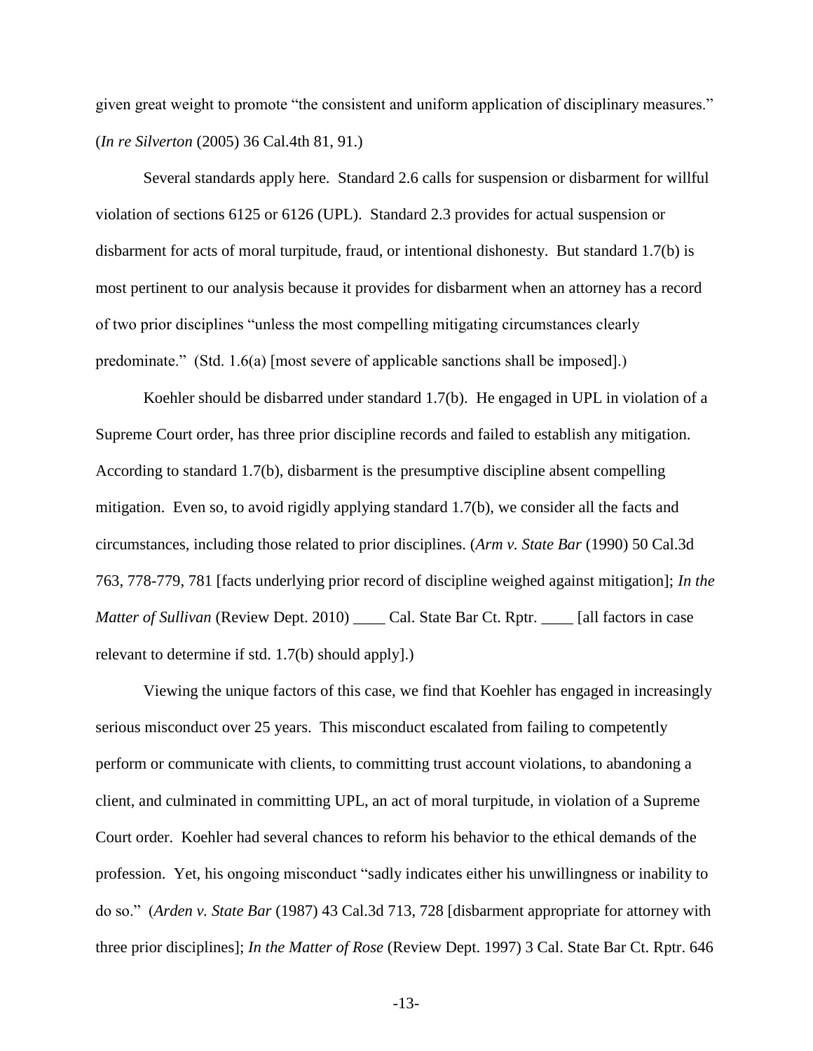given great weight to promote "the consistent and uniform application of disciplinary measures." (*In re Silverton* (2005) 36 Cal.4th 81, 91.)

Several standards apply here. Standard 2.6 calls for suspension or disbarment for willful violation of sections 6125 or 6126 (UPL). Standard 2.3 provides for actual suspension or disbarment for acts of moral turpitude, fraud, or intentional dishonesty. But standard 1.7(b) is most pertinent to our analysis because it provides for disbarment when an attorney has a record of two prior disciplines "unless the most compelling mitigating circumstances clearly predominate." (Std. 1.6(a) [most severe of applicable sanctions shall be imposed].)

Koehler should be disbarred under standard 1.7(b). He engaged in UPL in violation of a Supreme Court order, has three prior discipline records and failed to establish any mitigation. According to standard 1.7(b), disbarment is the presumptive discipline absent compelling mitigation. Even so, to avoid rigidly applying standard 1.7(b), we consider all the facts and circumstances, including those related to prior disciplines. (*Arm v. State Bar* (1990) 50 Cal.3d 763, 778-779, 781 [facts underlying prior record of discipline weighed against mitigation]; *In the Matter of Sullivan* (Review Dept. 2010) ____ Cal. State Bar Ct. Rptr. ____ [all factors in case relevant to determine if std. 1.7(b) should apply].)

Viewing the unique factors of this case, we find that Koehler has engaged in increasingly serious misconduct over 25 years. This misconduct escalated from failing to competently perform or communicate with clients, to committing trust account violations, to abandoning a client, and culminated in committing UPL, an act of moral turpitude, in violation of a Supreme Court order. Koehler had several chances to reform his behavior to the ethical demands of the profession. Yet, his ongoing misconduct "sadly indicates either his unwillingness or inability to do so." (*Arden v. State Bar* (1987) 43 Cal.3d 713, 728 [disbarment appropriate for attorney with three prior disciplines]; *In the Matter of Rose* (Review Dept. 1997) 3 Cal. State Bar Ct. Rptr. 646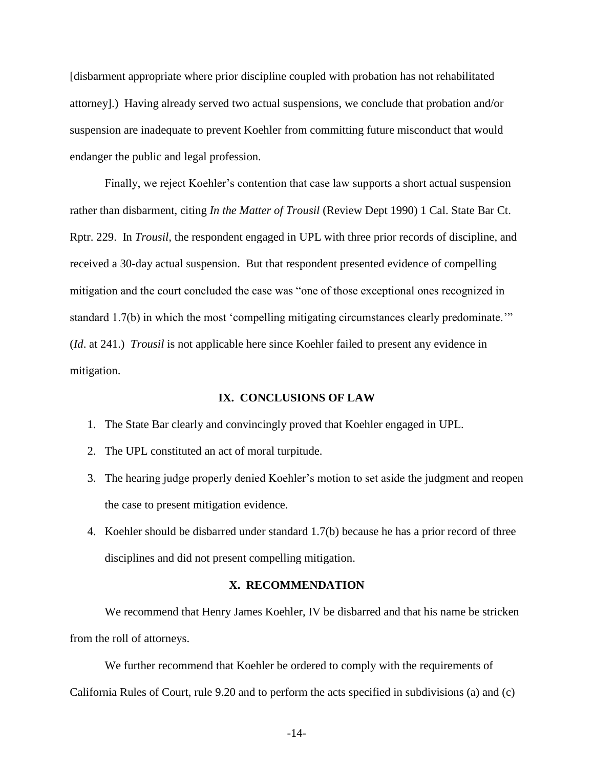[disbarment appropriate where prior discipline coupled with probation has not rehabilitated attorney].) Having already served two actual suspensions, we conclude that probation and/or suspension are inadequate to prevent Koehler from committing future misconduct that would endanger the public and legal profession.

Finally, we reject Koehler's contention that case law supports a short actual suspension rather than disbarment, citing *In the Matter of Trousil* (Review Dept 1990) 1 Cal. State Bar Ct. Rptr. 229. In *Trousil*, the respondent engaged in UPL with three prior records of discipline, and received a 30-day actual suspension. But that respondent presented evidence of compelling mitigation and the court concluded the case was "one of those exceptional ones recognized in standard 1.7(b) in which the most 'compelling mitigating circumstances clearly predominate.'" (*Id*. at 241.) *Trousil* is not applicable here since Koehler failed to present any evidence in mitigation.

## IX. CONCLUSIONS OF LAW

1. The State Bar clearly and convincingly proved that Koehler engaged in UPL.
2. The UPL constituted an act of moral turpitude.
3. The hearing judge properly denied Koehler's motion to set aside the judgment and reopen the case to present mitigation evidence.
4. Koehler should be disbarred under standard 1.7(b) because he has a prior record of three disciplines and did not present compelling mitigation.

## X. RECOMMENDATION

We recommend that Henry James Koehler, IV be disbarred and that his name be stricken from the roll of attorneys.

We further recommend that Koehler be ordered to comply with the requirements of California Rules of Court, rule 9.20 and to perform the acts specified in subdivisions (a) and (c)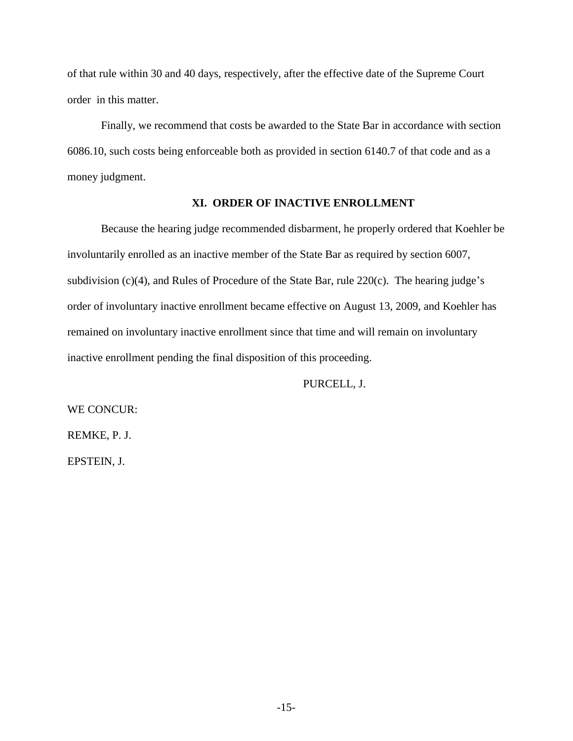of that rule within 30 and 40 days, respectively, after the effective date of the Supreme Court order in this matter.

Finally, we recommend that costs be awarded to the State Bar in accordance with section 6086.10, such costs being enforceable both as provided in section 6140.7 of that code and as a money judgment.

## XI. ORDER OF INACTIVE ENROLLMENT

Because the hearing judge recommended disbarment, he properly ordered that Koehler be involuntarily enrolled as an inactive member of the State Bar as required by section 6007, subdivision (c)(4), and Rules of Procedure of the State Bar, rule 220(c). The hearing judge's order of involuntary inactive enrollment became effective on August 13, 2009, and Koehler has remained on involuntary inactive enrollment since that time and will remain on involuntary inactive enrollment pending the final disposition of this proceeding.

PURCELL, J.

WE CONCUR:

REMKE, P. J.

EPSTEIN, J.